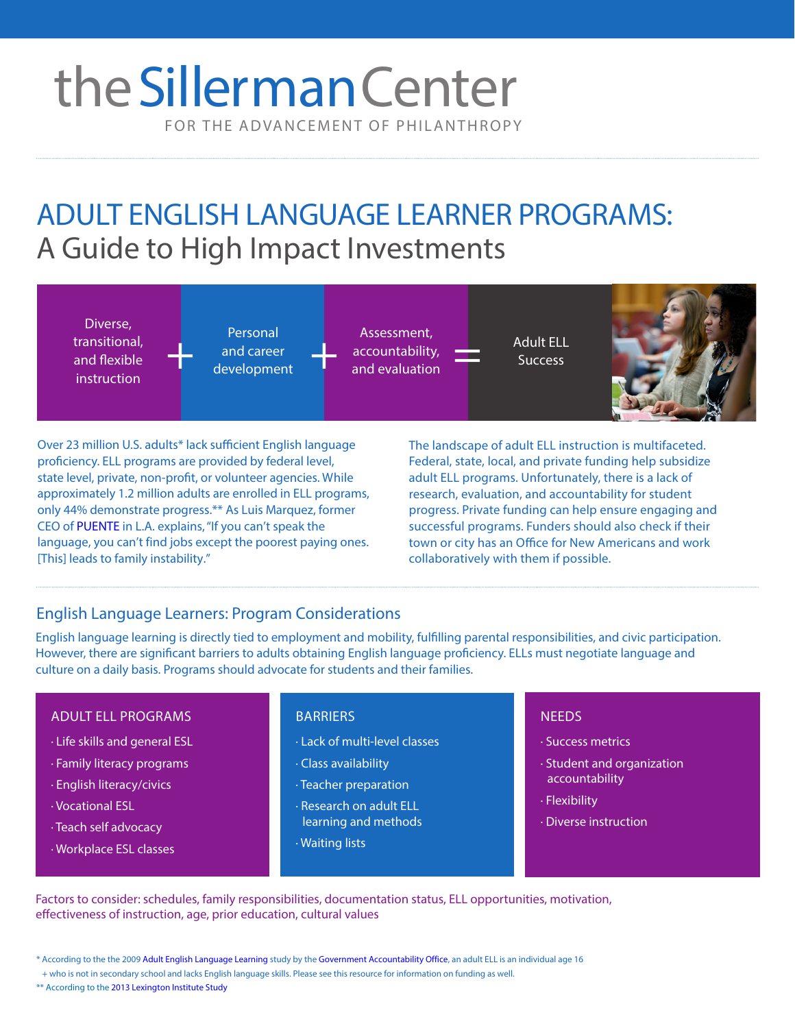# the Sillerman Center

FOR THE ADVANCEMENT OF PHILANTHROPY

# ADULT ENGLISH LANGUAGE LEARNER PROGRAMS:
## A Guide to High Impact Investments

Diverse, transitional, and flexible instruction + Personal and career development + Assessment, accountability, and evaluation = Adult ELL Success

Over 23 million U.S. adults* lack sufficient English language proficiency. ELL programs are provided by federal level, state level, private, non-profit, or volunteer agencies. While approximately 1.2 million adults are enrolled in ELL programs, only 44% demonstrate progress.** As Luis Marquez, former CEO of PUENTE in L.A. explains, "If you can't speak the language, you can't find jobs except the poorest paying ones. [This] leads to family instability."

The landscape of adult ELL instruction is multifaceted. Federal, state, local, and private funding help subsidize adult ELL programs. Unfortunately, there is a lack of research, evaluation, and accountability for student progress. Private funding can help ensure engaging and successful programs. Funders should also check if their town or city has an Office for New Americans and work collaboratively with them if possible.

## English Language Learners: Program Considerations

English language learning is directly tied to employment and mobility, fulfilling parental responsibilities, and civic participation. However, there are significant barriers to adults obtaining English language proficiency. ELLs must negotiate language and culture on a daily basis. Programs should advocate for students and their families.

### ADULT ELL PROGRAMS

- Life skills and general ESL
- Family literacy programs
- English literacy/civics
- Vocational ESL
- Teach self advocacy
- Workplace ESL classes

### BARRIERS

- Lack of multi-level classes
- Class availability
- Teacher preparation
- Research on adult ELL learning and methods
- Waiting lists

### NEEDS

- Success metrics
- Student and organization accountability
- Flexibility
- Diverse instruction

Factors to consider: schedules, family responsibilities, documentation status, ELL opportunities, motivation, effectiveness of instruction, age, prior education, cultural values

* According to the the 2009 Adult English Language Learning study by the Government Accountability Office, an adult ELL is an individual age 16 + who is not in secondary school and lacks English language skills. Please see this resource for information on funding as well.

** According to the 2013 Lexington Institute Study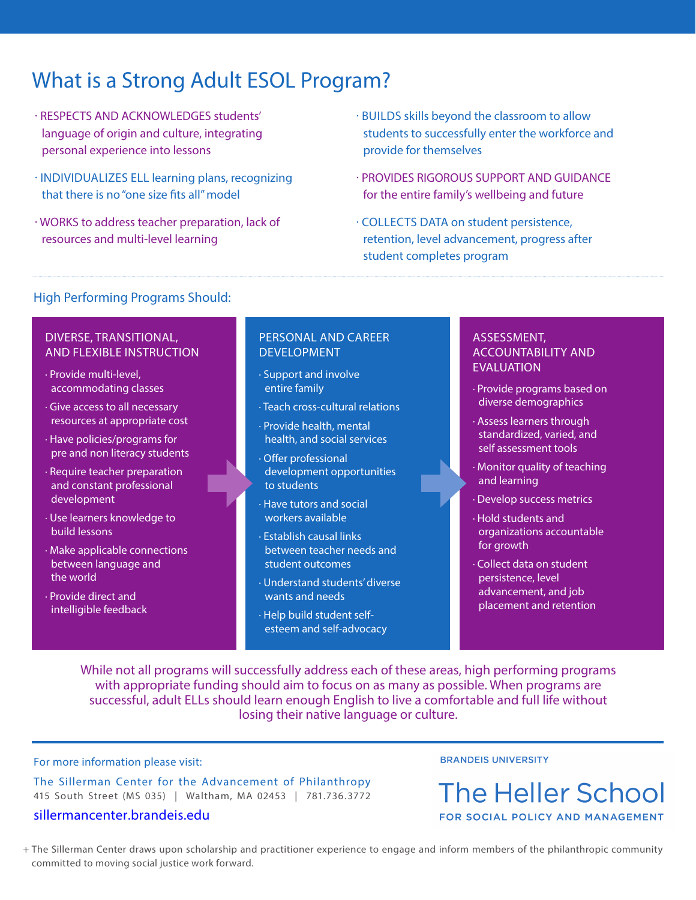# What is a Strong Adult ESOL Program?

- RESPECTS AND ACKNOWLEDGES students' language of origin and culture, integrating personal experience into lessons
- INDIVIDUALIZES ELL learning plans, recognizing that there is no "one size fits all" model
- WORKS to address teacher preparation, lack of resources and multi-level learning
- BUILDS skills beyond the classroom to allow students to successfully enter the workforce and provide for themselves
- PROVIDES RIGOROUS SUPPORT AND GUIDANCE for the entire family's wellbeing and future
- COLLECTS DATA on student persistence, retention, level advancement, progress after student completes program

## High Performing Programs Should:

### DIVERSE, TRANSITIONAL, AND FLEXIBLE INSTRUCTION

- Provide multi-level, accommodating classes
- Give access to all necessary resources at appropriate cost
- Have policies/programs for pre and non literacy students
- Require teacher preparation and constant professional development
- Use learners knowledge to build lessons
- Make applicable connections between language and the world
- Provide direct and intelligible feedback

### PERSONAL AND CAREER DEVELOPMENT

- Support and involve entire family
- Teach cross-cultural relations
- Provide health, mental health, and social services
- Offer professional development opportunities to students
- Have tutors and social workers available
- Establish causal links between teacher needs and student outcomes
- Understand students' diverse wants and needs
- Help build student self-esteem and self-advocacy

### ASSESSMENT, ACCOUNTABILITY AND EVALUATION

- Provide programs based on diverse demographics
- Assess learners through standardized, varied, and self assessment tools
- Monitor quality of teaching and learning
- Develop success metrics
- Hold students and organizations accountable for growth
- Collect data on student persistence, level advancement, and job placement and retention

While not all programs will successfully address each of these areas, high performing programs with appropriate funding should aim to focus on as many as possible. When programs are successful, adult ELLs should learn enough English to live a comfortable and full life without losing their native language or culture.

For more information please visit:

The Sillerman Center for the Advancement of Philanthropy
415 South Street (MS 035) | Waltham, MA 02453 | 781.736.3772

sillermancenter.brandeis.edu

BRANDEIS UNIVERSITY
The Heller School
FOR SOCIAL POLICY AND MANAGEMENT

+ The Sillerman Center draws upon scholarship and practitioner experience to engage and inform members of the philanthropic community committed to moving social justice work forward.